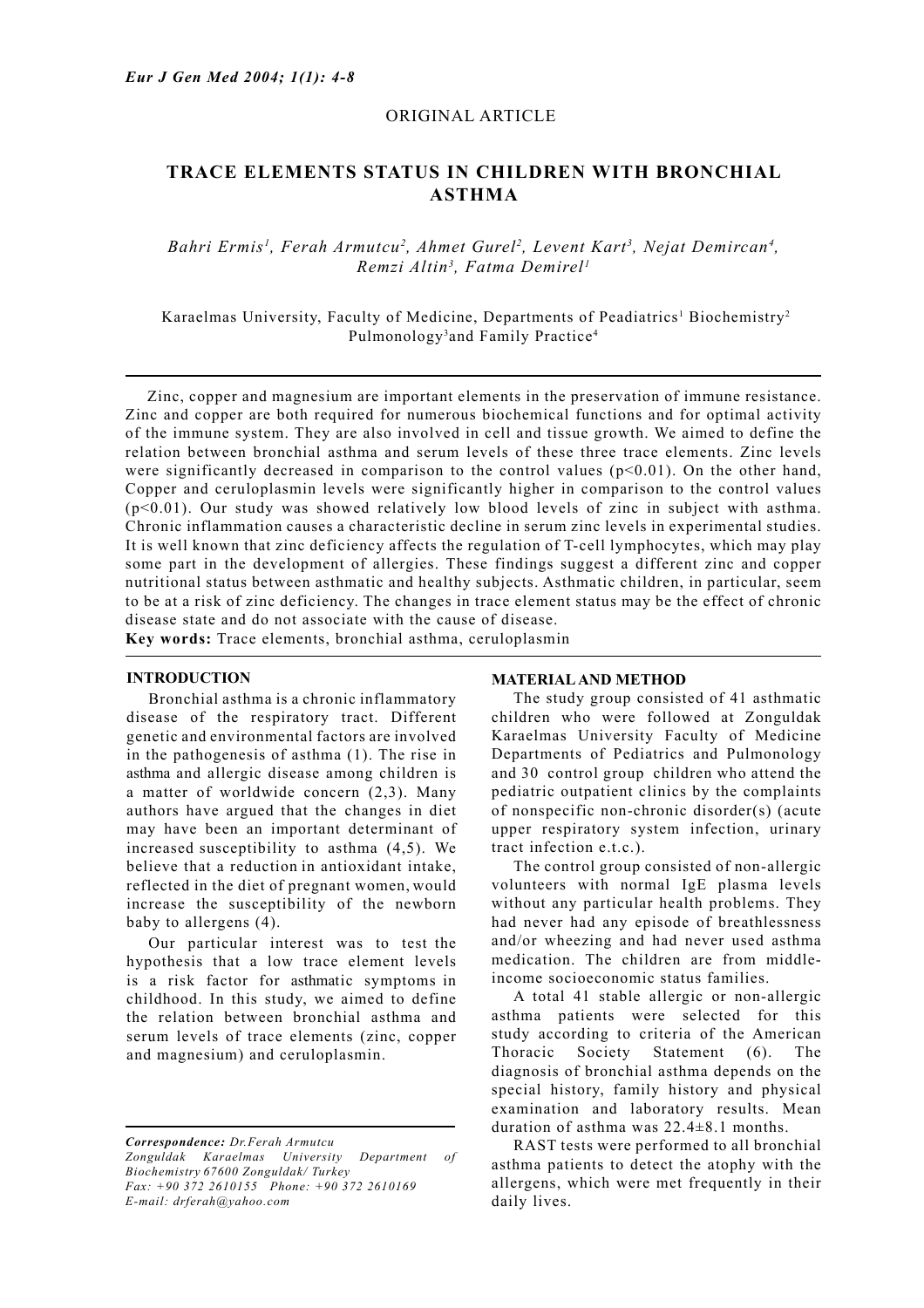ORIGINAL ARTICLE

# TRACE ELEMENTS STATUS IN CHILDREN WITH BRONCHIAL ASTHMA

*Bahri Ermis[1], Ferah Armutcu[2], Ahmet Gurel[2], Levent Kart[3], Nejat Demircan[4], Remzi Altin[3], Fatma Demirel[1]*

Karaelmas University, Faculty of Medicine, Departments of Peadiatrics[1] Biochemistry[2] Pulmonology[3] and Family Practice[4]

Zinc, copper and magnesium are important elements in the preservation of immune resistance. Zinc and copper are both required for numerous biochemical functions and for optimal activity of the immune system. They are also involved in cell and tissue growth. We aimed to define the relation between bronchial asthma and serum levels of these three trace elements. Zinc levels were significantly decreased in comparison to the control values ($p<0.01$). On the other hand, Copper and ceruloplasmin levels were significantly higher in comparison to the control values ($p<0.01$). Our study was showed relatively low blood levels of zinc in subject with asthma. Chronic inflammation causes a characteristic decline in serum zinc levels in experimental studies. It is well known that zinc deficiency affects the regulation of T-cell lymphocytes, which may play some part in the development of allergies. These findings suggest a different zinc and copper nutritional status between asthmatic and healthy subjects. Asthmatic children, in particular, seem to be at a risk of zinc deficiency. The changes in trace element status may be the effect of chronic disease state and do not associate with the cause of disease.

**Key words:** Trace elements, bronchial asthma, ceruloplasmin

## INTRODUCTION

Bronchial asthma is a chronic inflammatory disease of the respiratory tract. Different genetic and environmental factors are involved in the pathogenesis of asthma (1). The rise in asthma and allergic disease among children is a matter of worldwide concern (2,3). Many authors have argued that the changes in diet may have been an important determinant of increased susceptibility to asthma (4,5). We believe that a reduction in antioxidant intake, reflected in the diet of pregnant women, would increase the susceptibility of the newborn baby to allergens (4).

Our particular interest was to test the hypothesis that a low trace element levels is a risk factor for asthmatic symptoms in childhood. In this study, we aimed to define the relation between bronchial asthma and serum levels of trace elements (zinc, copper and magnesium) and ceruloplasmin.

*Correspondence: Dr.Ferah Armutcu*
*Zonguldak Karaelmas University Department of Biochemistry 67600 Zonguldak/ Turkey*
*Fax: +90 372 2610155 Phone: +90 372 2610169*
*E-mail: drferah@yahoo.com*

## MATERIAL AND METHOD

The study group consisted of 41 asthmatic children who were followed at Zonguldak Karaelmas University Faculty of Medicine Departments of Pediatrics and Pulmonology and 30 control group children who attend the pediatric outpatient clinics by the complaints of nonspecific non-chronic disorder(s) (acute upper respiratory system infection, urinary tract infection e.t.c.).

The control group consisted of non-allergic volunteers with normal IgE plasma levels without any particular health problems. They had never had any episode of breathlessness and/or wheezing and had never used asthma medication. The children are from middle-income socioeconomic status families.

A total 41 stable allergic or non-allergic asthma patients were selected for this study according to criteria of the American Thoracic Society Statement (6). The diagnosis of bronchial asthma depends on the special history, family history and physical examination and laboratory results. Mean duration of asthma was 22.4±8.1 months.

RAST tests were performed to all bronchial asthma patients to detect the atophy with the allergens, which were met frequently in their daily lives.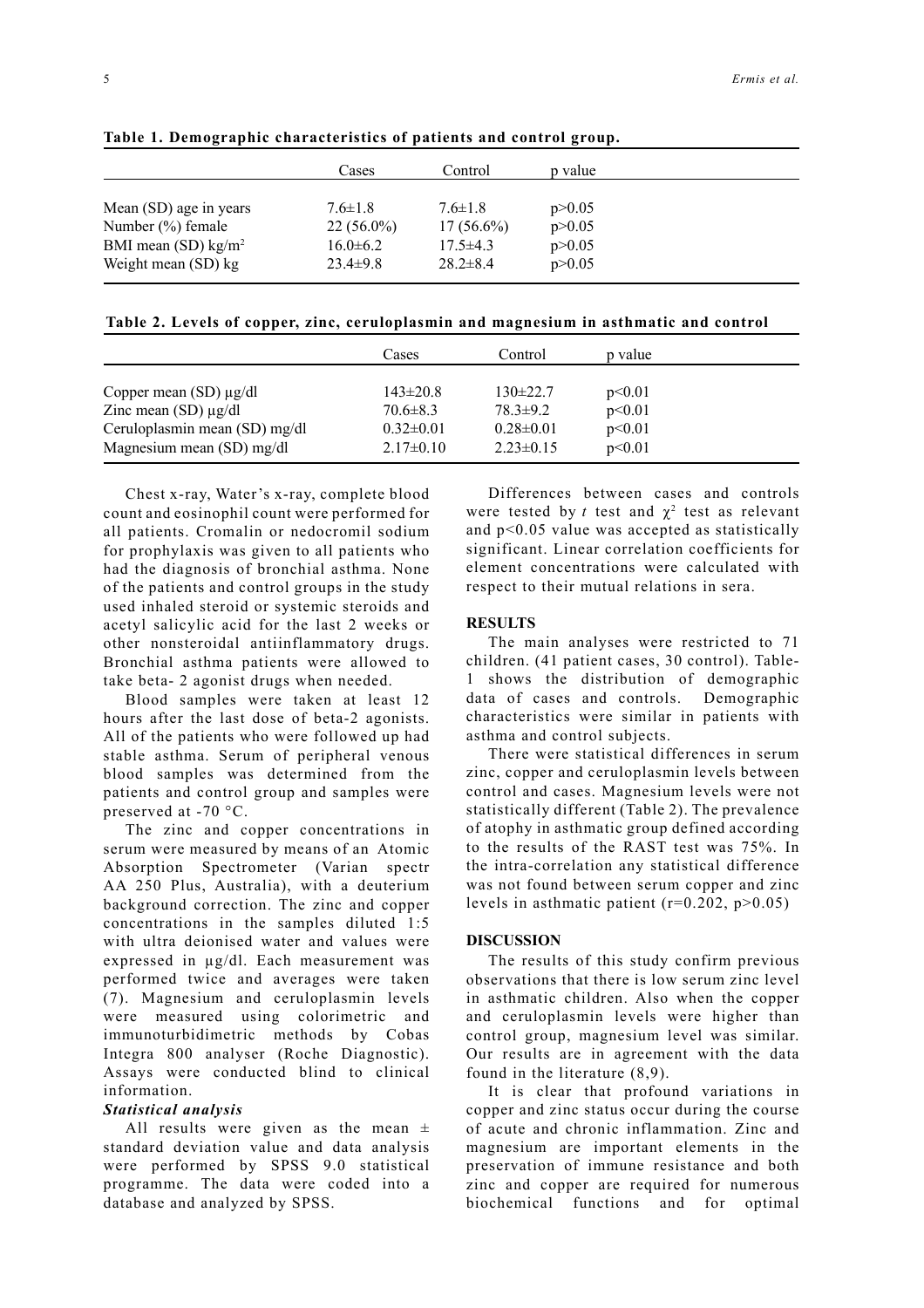**Table 1. Demographic characteristics of patients and control group.**

| | Cases | Control | p value |
|---|---|---|---|
| Mean (SD) age in years | 7.6±1.8 | 7.6±1.8 | p>0.05 |
| Number (%) female | 22 (56.0%) | 17 (56.6%) | p>0.05 |
| BMI mean (SD) kg/m$^2$ | 16.0±6.2 | 17.5±4.3 | p>0.05 |
| Weight mean (SD) kg | 23.4±9.8 | 28.2±8.4 | p>0.05 |

**Table 2. Levels of copper, zinc, ceruloplasmin and magnesium in asthmatic and control**

| | Cases | Control | p value |
|---|---|---|---|
| Copper mean (SD) µg/dl | 143±20.8 | 130±22.7 | p<0.01 |
| Zinc mean (SD) µg/dl | 70.6±8.3 | 78.3±9.2 | p<0.01 |
| Ceruloplasmin mean (SD) mg/dl | 0.32±0.01 | 0.28±0.01 | p<0.01 |
| Magnesium mean (SD) mg/dl | 2.17±0.10 | 2.23±0.15 | p<0.01 |

Chest x-ray, Water's x-ray, complete blood count and eosinophil count were performed for all patients. Cromalin or nedocromil sodium for prophylaxis was given to all patients who had the diagnosis of bronchial asthma. None of the patients and control groups in the study used inhaled steroid or systemic steroids and acetyl salicylic acid for the last 2 weeks or other nonsteroidal antiinflammatory drugs. Bronchial asthma patients were allowed to take beta- 2 agonist drugs when needed.

Blood samples were taken at least 12 hours after the last dose of beta-2 agonists. All of the patients who were followed up had stable asthma. Serum of peripheral venous blood samples was determined from the patients and control group and samples were preserved at -70 °C.

The zinc and copper concentrations in serum were measured by means of an Atomic Absorption Spectrometer (Varian spectr AA 250 Plus, Australia), with a deuterium background correction. The zinc and copper concentrations in the samples diluted 1:5 with ultra deionised water and values were expressed in µg/dl. Each measurement was performed twice and averages were taken (7). Magnesium and ceruloplasmin levels were measured using colorimetric and immunoturbidimetric methods by Cobas Integra 800 analyser (Roche Diagnostic). Assays were conducted blind to clinical information.

### *Statistical analysis*

All results were given as the mean ± standard deviation value and data analysis were performed by SPSS 9.0 statistical programme. The data were coded into a database and analyzed by SPSS.

Differences between cases and controls were tested by *t* test and $\chi^2$ test as relevant and $p<0.05$ value was accepted as statistically significant. Linear correlation coefficients for element concentrations were calculated with respect to their mutual relations in sera.

## RESULTS

The main analyses were restricted to 71 children. (41 patient cases, 30 control). Table-1 shows the distribution of demographic data of cases and controls. Demographic characteristics were similar in patients with asthma and control subjects.

There were statistical differences in serum zinc, copper and ceruloplasmin levels between control and cases. Magnesium levels were not statistically different (Table 2). The prevalence of atophy in asthmatic group defined according to the results of the RAST test was 75%. In the intra-correlation any statistical difference was not found between serum copper and zinc levels in asthmatic patient ($r=0.202$, $p>0.05$)

## DISCUSSION

The results of this study confirm previous observations that there is low serum zinc level in asthmatic children. Also when the copper and ceruloplasmin levels were higher than control group, magnesium level was similar. Our results are in agreement with the data found in the literature (8,9).

It is clear that profound variations in copper and zinc status occur during the course of acute and chronic inflammation. Zinc and magnesium are important elements in the preservation of immune resistance and both zinc and copper are required for numerous biochemical functions and for optimal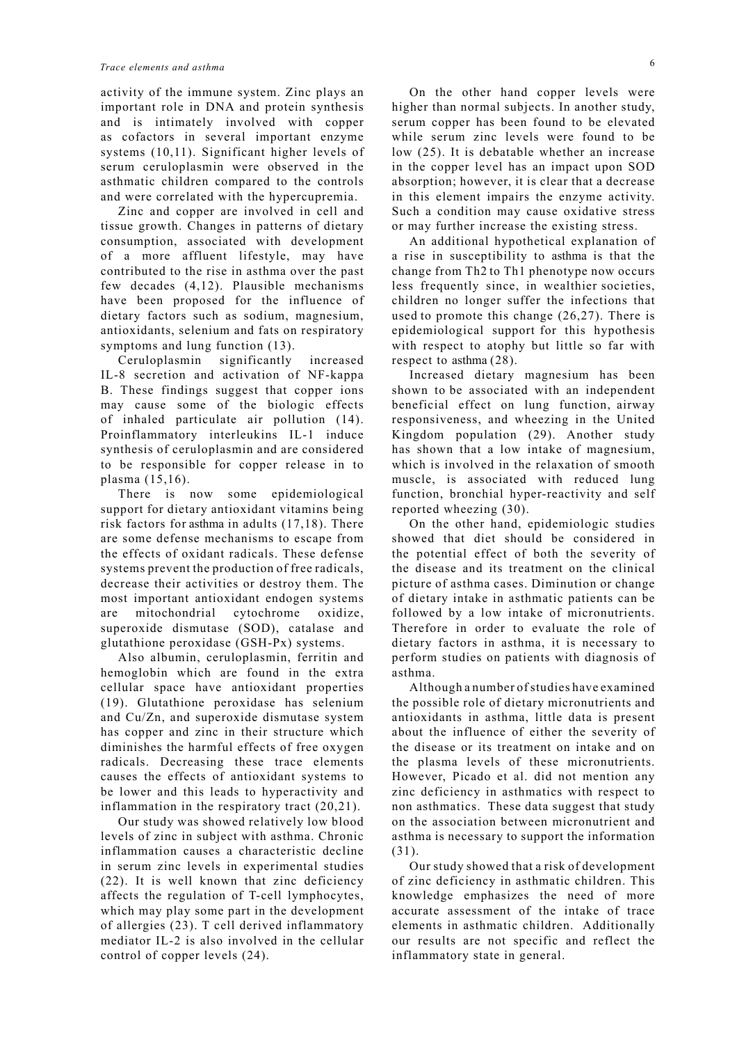activity of the immune system. Zinc plays an important role in DNA and protein synthesis and is intimately involved with copper as cofactors in several important enzyme systems (10,11). Significant higher levels of serum ceruloplasmin were observed in the asthmatic children compared to the controls and were correlated with the hypercupremia.

Zinc and copper are involved in cell and tissue growth. Changes in patterns of dietary consumption, associated with development of a more affluent lifestyle, may have contributed to the rise in asthma over the past few decades (4,12). Plausible mechanisms have been proposed for the influence of dietary factors such as sodium, magnesium, antioxidants, selenium and fats on respiratory symptoms and lung function (13).

Ceruloplasmin significantly increased IL-8 secretion and activation of NF-kappa B. These findings suggest that copper ions may cause some of the biologic effects of inhaled particulate air pollution (14). Proinflammatory interleukins IL-1 induce synthesis of ceruloplasmin and are considered to be responsible for copper release in to plasma (15,16).

There is now some epidemiological support for dietary antioxidant vitamins being risk factors for asthma in adults (17,18). There are some defense mechanisms to escape from the effects of oxidant radicals. These defense systems prevent the production of free radicals, decrease their activities or destroy them. The most important antioxidant endogen systems are mitochondrial cytochrome oxidize, superoxide dismutase (SOD), catalase and glutathione peroxidase (GSH-Px) systems.

Also albumin, ceruloplasmin, ferritin and hemoglobin which are found in the extra cellular space have antioxidant properties (19). Glutathione peroxidase has selenium and Cu/Zn, and superoxide dismutase system has copper and zinc in their structure which diminishes the harmful effects of free oxygen radicals. Decreasing these trace elements causes the effects of antioxidant systems to be lower and this leads to hyperactivity and inflammation in the respiratory tract (20,21).

Our study was showed relatively low blood levels of zinc in subject with asthma. Chronic inflammation causes a characteristic decline in serum zinc levels in experimental studies (22). It is well known that zinc deficiency affects the regulation of T-cell lymphocytes, which may play some part in the development of allergies (23). T cell derived inflammatory mediator IL-2 is also involved in the cellular control of copper levels (24).

On the other hand copper levels were higher than normal subjects. In another study, serum copper has been found to be elevated while serum zinc levels were found to be low (25). It is debatable whether an increase in the copper level has an impact upon SOD absorption; however, it is clear that a decrease in this element impairs the enzyme activity. Such a condition may cause oxidative stress or may further increase the existing stress.

An additional hypothetical explanation of a rise in susceptibility to asthma is that the change from Th2 to Th1 phenotype now occurs less frequently since, in wealthier societies, children no longer suffer the infections that used to promote this change (26,27). There is epidemiological support for this hypothesis with respect to atophy but little so far with respect to asthma (28).

Increased dietary magnesium has been shown to be associated with an independent beneficial effect on lung function, airway responsiveness, and wheezing in the United Kingdom population (29). Another study has shown that a low intake of magnesium, which is involved in the relaxation of smooth muscle, is associated with reduced lung function, bronchial hyper-reactivity and self reported wheezing (30).

On the other hand, epidemiologic studies showed that diet should be considered in the potential effect of both the severity of the disease and its treatment on the clinical picture of asthma cases. Diminution or change of dietary intake in asthmatic patients can be followed by a low intake of micronutrients. Therefore in order to evaluate the role of dietary factors in asthma, it is necessary to perform studies on patients with diagnosis of asthma.

Although a number of studies have examined the possible role of dietary micronutrients and antioxidants in asthma, little data is present about the influence of either the severity of the disease or its treatment on intake and on the plasma levels of these micronutrients. However, Picado et al. did not mention any zinc deficiency in asthmatics with respect to non asthmatics. These data suggest that study on the association between micronutrient and asthma is necessary to support the information (31).

Our study showed that a risk of development of zinc deficiency in asthmatic children. This knowledge emphasizes the need of more accurate assessment of the intake of trace elements in asthmatic children. Additionally our results are not specific and reflect the inflammatory state in general.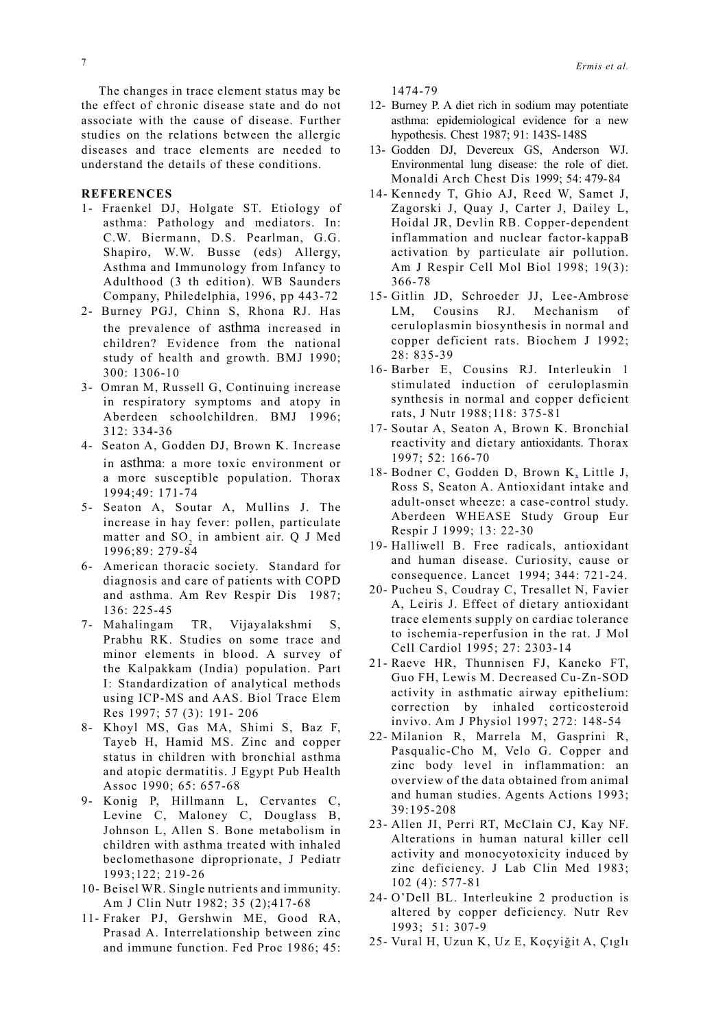The changes in trace element status may be the effect of chronic disease state and do not associate with the cause of disease. Further studies on the relations between the allergic diseases and trace elements are needed to understand the details of these conditions.

## REFERENCES

1- Fraenkel DJ, Holgate ST. Etiology of asthma: Pathology and mediators. In: C.W. Biermann, D.S. Pearlman, G.G. Shapiro, W.W. Busse (eds) Allergy, Asthma and Immunology from Infancy to Adulthood (3 th edition). WB Saunders Company, Philedelphia, 1996, pp 443-72

2- Burney PGJ, Chinn S, Rhona RJ. Has the prevalence of asthma increased in children? Evidence from the national study of health and growth. BMJ 1990; 300: 1306-10

3- Omran M, Russell G, Continuing increase in respiratory symptoms and atopy in Aberdeen schoolchildren. BMJ 1996; 312: 334-36

4- Seaton A, Godden DJ, Brown K. Increase in asthma: a more toxic environment or a more susceptible population. Thorax 1994;49: 171-74

5- Seaton A, Soutar A, Mullins J. The increase in hay fever: pollen, particulate matter and $SO_2$ in ambient air. Q J Med 1996;89: 279-84

6- American thoracic society. Standard for diagnosis and care of patients with COPD and asthma. Am Rev Respir Dis 1987; 136: 225-45

7- Mahalingam TR, Vijayalakshmi S, Prabhu RK. Studies on some trace and minor elements in blood. A survey of the Kalpakkam (India) population. Part I: Standardization of analytical methods using ICP-MS and AAS. Biol Trace Elem Res 1997; 57 (3): 191- 206

8- Khoyl MS, Gas MA, Shimi S, Baz F, Tayeb H, Hamid MS. Zinc and copper status in children with bronchial asthma and atopic dermatitis. J Egypt Pub Health Assoc 1990; 65: 657-68

9- Konig P, Hillmann L, Cervantes C, Levine C, Maloney C, Douglass B, Johnson L, Allen S. Bone metabolism in children with asthma treated with inhaled beclomethasone diproprionate, J Pediatr 1993;122; 219-26

10- Beisel WR. Single nutrients and immunity. Am J Clin Nutr 1982; 35 (2);417-68

11- Fraker PJ, Gershwin ME, Good RA, Prasad A. Interrelationship between zinc and immune function. Fed Proc 1986; 45: 1474-79

12- Burney P. A diet rich in sodium may potentiate asthma: epidemiological evidence for a new hypothesis. Chest 1987; 91: 143S-148S

13- Godden DJ, Devereux GS, Anderson WJ. Environmental lung disease: the role of diet. Monaldi Arch Chest Dis 1999; 54: 479-84

14- Kennedy T, Ghio AJ, Reed W, Samet J, Zagorski J, Quay J, Carter J, Dailey L, Hoidal JR, Devlin RB. Copper-dependent inflammation and nuclear factor-kappaB activation by particulate air pollution. Am J Respir Cell Mol Biol 1998; 19(3): 366-78

15- Gitlin JD, Schroeder JJ, Lee-Ambrose LM, Cousins RJ. Mechanism of ceruloplasmin biosynthesis in normal and copper deficient rats. Biochem J 1992; 28: 835-39

16- Barber E, Cousins RJ. Interleukin 1 stimulated induction of ceruloplasmin synthesis in normal and copper deficient rats, J Nutr 1988;118: 375-81

17- Soutar A, Seaton A, Brown K. Bronchial reactivity and dietary antioxidants. Thorax 1997; 52: 166-70

18- Bodner C, Godden D, Brown K, Little J, Ross S, Seaton A. Antioxidant intake and adult-onset wheeze: a case-control study. Aberdeen WHEASE Study Group Eur Respir J 1999; 13: 22-30

19- Halliwell B. Free radicals, antioxidant and human disease. Curiosity, cause or consequence. Lancet 1994; 344: 721-24.

20- Pucheu S, Coudray C, Tresallet N, Favier A, Leiris J. Effect of dietary antioxidant trace elements supply on cardiac tolerance to ischemia-reperfusion in the rat. J Mol Cell Cardiol 1995; 27: 2303-14

21- Raeve HR, Thunnisen FJ, Kaneko FT, Guo FH, Lewis M. Decreased Cu-Zn-SOD activity in asthmatic airway epithelium: correction by inhaled corticosteroid invivo. Am J Physiol 1997; 272: 148-54

22- Milanion R, Marrela M, Gasprini R, Pasqualic-Cho M, Velo G. Copper and zinc body level in inflammation: an overview of the data obtained from animal and human studies. Agents Actions 1993; 39:195-208

23- Allen JI, Perri RT, McClain CJ, Kay NF. Alterations in human natural killer cell activity and monocyotoxicity induced by zinc deficiency. J Lab Clin Med 1983; 102 (4): 577-81

24- O'Dell BL. Interleukine 2 production is altered by copper deficiency. Nutr Rev 1993; 51: 307-9

25- Vural H, Uzun K, Uz E, Koçyiğit A, Çıglı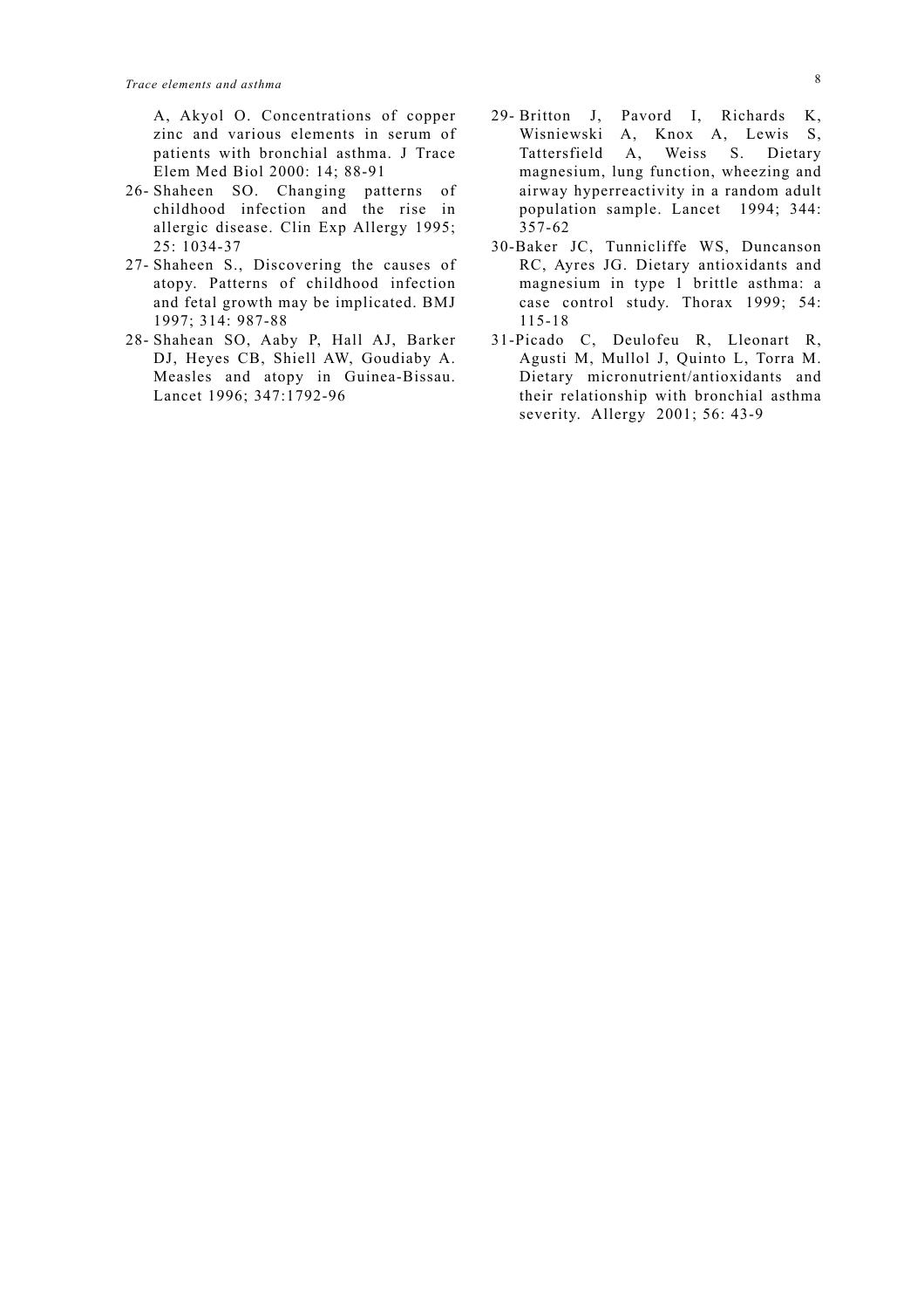A, Akyol O. Concentrations of copper zinc and various elements in serum of patients with bronchial asthma. J Trace Elem Med Biol 2000: 14; 88-91

26- Shaheen SO. Changing patterns of childhood infection and the rise in allergic disease. Clin Exp Allergy 1995; 25: 1034-37

27- Shaheen S., Discovering the causes of atopy. Patterns of childhood infection and fetal growth may be implicated. BMJ 1997; 314: 987-88

28- Shahean SO, Aaby P, Hall AJ, Barker DJ, Heyes CB, Shiell AW, Goudiaby A. Measles and atopy in Guinea-Bissau. Lancet 1996; 347:1792-96

29- Britton J, Pavord I, Richards K, Wisniewski A, Knox A, Lewis S, Tattersfield A, Weiss S. Dietary magnesium, lung function, wheezing and airway hyperreactivity in a random adult population sample. Lancet 1994; 344: 357-62

30-Baker JC, Tunnicliffe WS, Duncanson RC, Ayres JG. Dietary antioxidants and magnesium in type 1 brittle asthma: a case control study. Thorax 1999; 54: 115-18

31-Picado C, Deulofeu R, Lleonart R, Agusti M, Mullol J, Quinto L, Torra M. Dietary micronutrient/antioxidants and their relationship with bronchial asthma severity. Allergy 2001; 56: 43-9